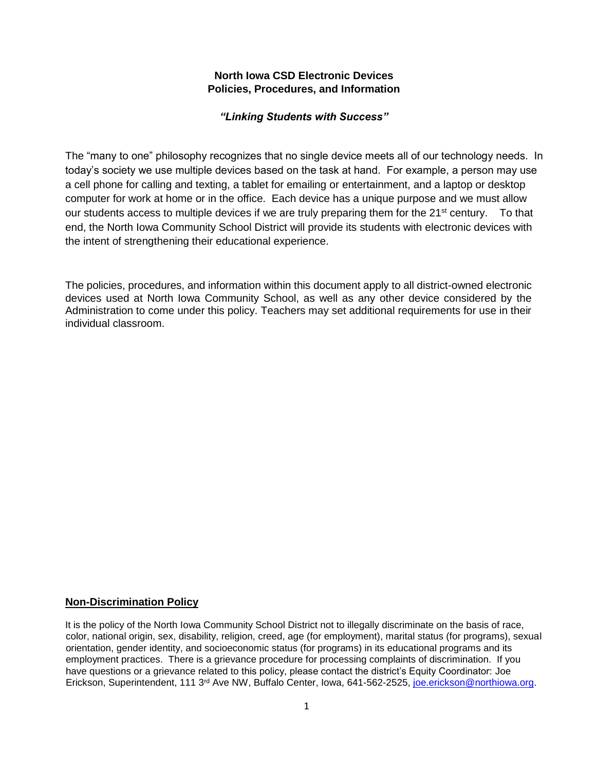# North Iowa CSD Electronic Devices
# Policies, Procedures, and Information

***"Linking Students with Success"***

The "many to one" philosophy recognizes that no single device meets all of our technology needs. In today's society we use multiple devices based on the task at hand. For example, a person may use a cell phone for calling and texting, a tablet for emailing or entertainment, and a laptop or desktop computer for work at home or in the office. Each device has a unique purpose and we must allow our students access to multiple devices if we are truly preparing them for the 21st century. To that end, the North Iowa Community School District will provide its students with electronic devices with the intent of strengthening their educational experience.

The policies, procedures, and information within this document apply to all district-owned electronic devices used at North Iowa Community School, as well as any other device considered by the Administration to come under this policy. Teachers may set additional requirements for use in their individual classroom.

## Non-Discrimination Policy

It is the policy of the North Iowa Community School District not to illegally discriminate on the basis of race, color, national origin, sex, disability, religion, creed, age (for employment), marital status (for programs), sexual orientation, gender identity, and socioeconomic status (for programs) in its educational programs and its employment practices. There is a grievance procedure for processing complaints of discrimination. If you have questions or a grievance related to this policy, please contact the district's Equity Coordinator: Joe Erickson, Superintendent, 111 3rd Ave NW, Buffalo Center, Iowa, 641-562-2525, joe.erickson@northiowa.org.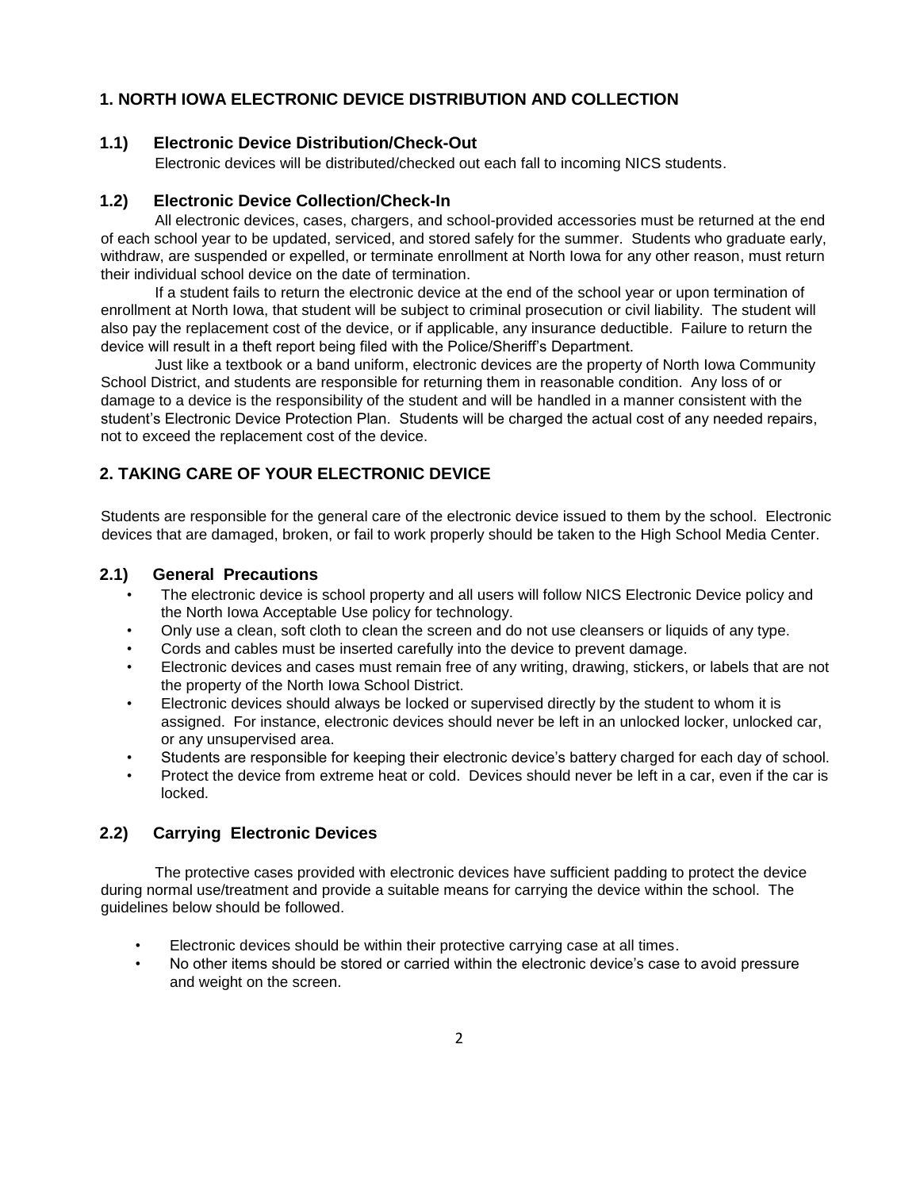## 1. NORTH IOWA ELECTRONIC DEVICE DISTRIBUTION AND COLLECTION

### 1.1) Electronic Device Distribution/Check-Out

Electronic devices will be distributed/checked out each fall to incoming NICS students.

### 1.2) Electronic Device Collection/Check-In

All electronic devices, cases, chargers, and school-provided accessories must be returned at the end of each school year to be updated, serviced, and stored safely for the summer. Students who graduate early, withdraw, are suspended or expelled, or terminate enrollment at North Iowa for any other reason, must return their individual school device on the date of termination.

If a student fails to return the electronic device at the end of the school year or upon termination of enrollment at North Iowa, that student will be subject to criminal prosecution or civil liability. The student will also pay the replacement cost of the device, or if applicable, any insurance deductible. Failure to return the device will result in a theft report being filed with the Police/Sheriff's Department.

Just like a textbook or a band uniform, electronic devices are the property of North Iowa Community School District, and students are responsible for returning them in reasonable condition. Any loss of or damage to a device is the responsibility of the student and will be handled in a manner consistent with the student's Electronic Device Protection Plan. Students will be charged the actual cost of any needed repairs, not to exceed the replacement cost of the device.

## 2. TAKING CARE OF YOUR ELECTRONIC DEVICE

Students are responsible for the general care of the electronic device issued to them by the school. Electronic devices that are damaged, broken, or fail to work properly should be taken to the High School Media Center.

### 2.1) General Precautions

- The electronic device is school property and all users will follow NICS Electronic Device policy and the North Iowa Acceptable Use policy for technology.
- Only use a clean, soft cloth to clean the screen and do not use cleansers or liquids of any type.
- Cords and cables must be inserted carefully into the device to prevent damage.
- Electronic devices and cases must remain free of any writing, drawing, stickers, or labels that are not the property of the North Iowa School District.
- Electronic devices should always be locked or supervised directly by the student to whom it is assigned. For instance, electronic devices should never be left in an unlocked locker, unlocked car, or any unsupervised area.
- Students are responsible for keeping their electronic device's battery charged for each day of school.
- Protect the device from extreme heat or cold. Devices should never be left in a car, even if the car is locked.

### 2.2) Carrying Electronic Devices

The protective cases provided with electronic devices have sufficient padding to protect the device during normal use/treatment and provide a suitable means for carrying the device within the school. The guidelines below should be followed.

- Electronic devices should be within their protective carrying case at all times.
- No other items should be stored or carried within the electronic device's case to avoid pressure and weight on the screen.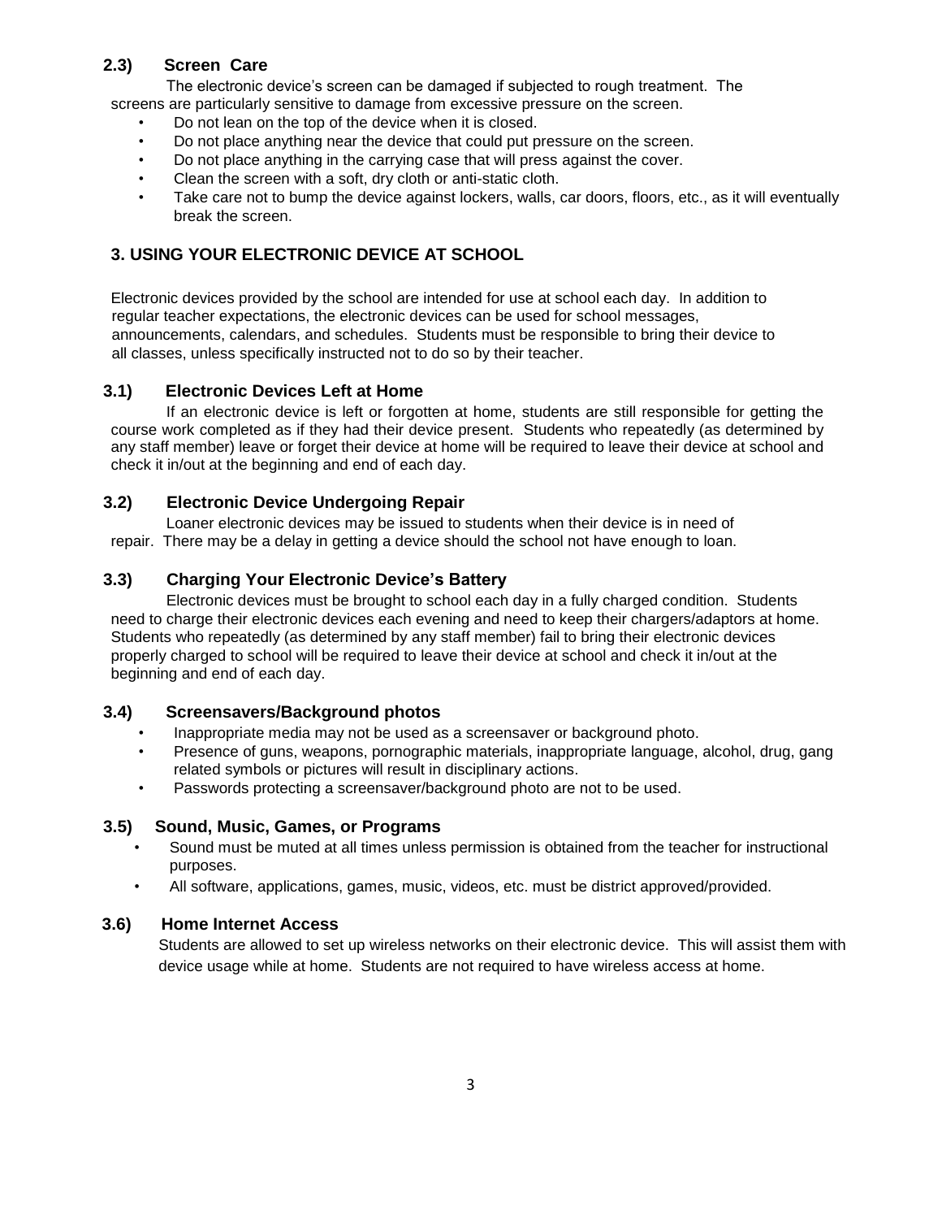### 2.3) Screen Care

The electronic device's screen can be damaged if subjected to rough treatment. The screens are particularly sensitive to damage from excessive pressure on the screen.

- Do not lean on the top of the device when it is closed.
- Do not place anything near the device that could put pressure on the screen.
- Do not place anything in the carrying case that will press against the cover.
- Clean the screen with a soft, dry cloth or anti-static cloth.
- Take care not to bump the device against lockers, walls, car doors, floors, etc., as it will eventually break the screen.

## 3. USING YOUR ELECTRONIC DEVICE AT SCHOOL

Electronic devices provided by the school are intended for use at school each day. In addition to regular teacher expectations, the electronic devices can be used for school messages, announcements, calendars, and schedules. Students must be responsible to bring their device to all classes, unless specifically instructed not to do so by their teacher.

### 3.1) Electronic Devices Left at Home

If an electronic device is left or forgotten at home, students are still responsible for getting the course work completed as if they had their device present. Students who repeatedly (as determined by any staff member) leave or forget their device at home will be required to leave their device at school and check it in/out at the beginning and end of each day.

### 3.2) Electronic Device Undergoing Repair

Loaner electronic devices may be issued to students when their device is in need of repair. There may be a delay in getting a device should the school not have enough to loan.

### 3.3) Charging Your Electronic Device's Battery

Electronic devices must be brought to school each day in a fully charged condition. Students need to charge their electronic devices each evening and need to keep their chargers/adaptors at home. Students who repeatedly (as determined by any staff member) fail to bring their electronic devices properly charged to school will be required to leave their device at school and check it in/out at the beginning and end of each day.

### 3.4) Screensavers/Background photos

- Inappropriate media may not be used as a screensaver or background photo.
- Presence of guns, weapons, pornographic materials, inappropriate language, alcohol, drug, gang related symbols or pictures will result in disciplinary actions.
- Passwords protecting a screensaver/background photo are not to be used.

### 3.5) Sound, Music, Games, or Programs

- Sound must be muted at all times unless permission is obtained from the teacher for instructional purposes.
- All software, applications, games, music, videos, etc. must be district approved/provided.

### 3.6) Home Internet Access

Students are allowed to set up wireless networks on their electronic device. This will assist them with device usage while at home. Students are not required to have wireless access at home.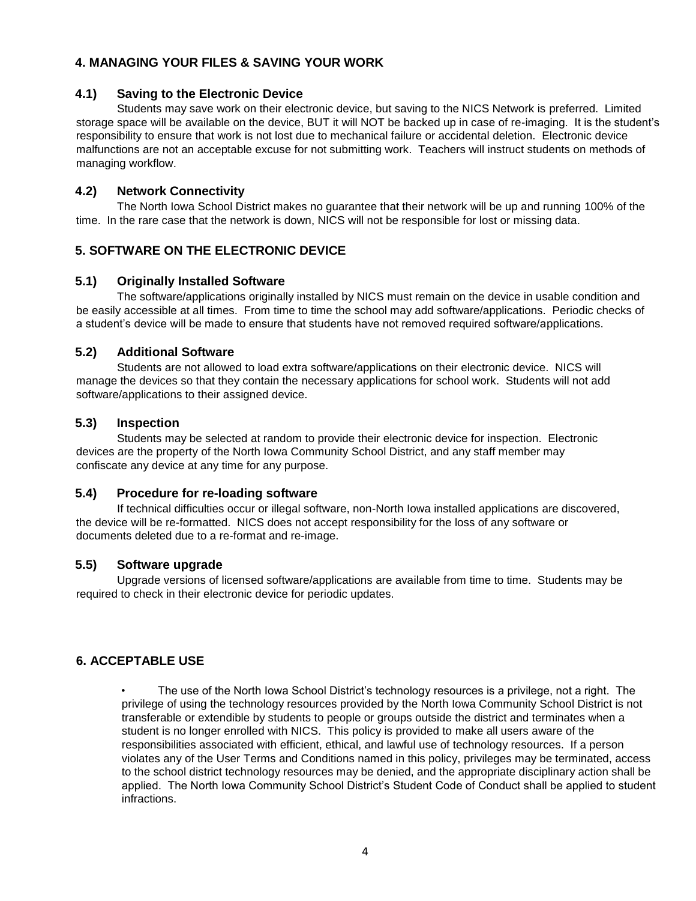## 4. MANAGING YOUR FILES & SAVING YOUR WORK

### 4.1) Saving to the Electronic Device

Students may save work on their electronic device, but saving to the NICS Network is preferred. Limited storage space will be available on the device, BUT it will NOT be backed up in case of re-imaging. It is the student's responsibility to ensure that work is not lost due to mechanical failure or accidental deletion. Electronic device malfunctions are not an acceptable excuse for not submitting work. Teachers will instruct students on methods of managing workflow.

### 4.2) Network Connectivity

The North Iowa School District makes no guarantee that their network will be up and running 100% of the time. In the rare case that the network is down, NICS will not be responsible for lost or missing data.

## 5. SOFTWARE ON THE ELECTRONIC DEVICE

### 5.1) Originally Installed Software

The software/applications originally installed by NICS must remain on the device in usable condition and be easily accessible at all times. From time to time the school may add software/applications. Periodic checks of a student's device will be made to ensure that students have not removed required software/applications.

### 5.2) Additional Software

Students are not allowed to load extra software/applications on their electronic device. NICS will manage the devices so that they contain the necessary applications for school work. Students will not add software/applications to their assigned device.

### 5.3) Inspection

Students may be selected at random to provide their electronic device for inspection. Electronic devices are the property of the North Iowa Community School District, and any staff member may confiscate any device at any time for any purpose.

### 5.4) Procedure for re-loading software

If technical difficulties occur or illegal software, non-North Iowa installed applications are discovered, the device will be re-formatted. NICS does not accept responsibility for the loss of any software or documents deleted due to a re-format and re-image.

### 5.5) Software upgrade

Upgrade versions of licensed software/applications are available from time to time. Students may be required to check in their electronic device for periodic updates.

## 6. ACCEPTABLE USE

- The use of the North Iowa School District's technology resources is a privilege, not a right. The privilege of using the technology resources provided by the North Iowa Community School District is not transferable or extendible by students to people or groups outside the district and terminates when a student is no longer enrolled with NICS. This policy is provided to make all users aware of the responsibilities associated with efficient, ethical, and lawful use of technology resources. If a person violates any of the User Terms and Conditions named in this policy, privileges may be terminated, access to the school district technology resources may be denied, and the appropriate disciplinary action shall be applied. The North Iowa Community School District's Student Code of Conduct shall be applied to student infractions.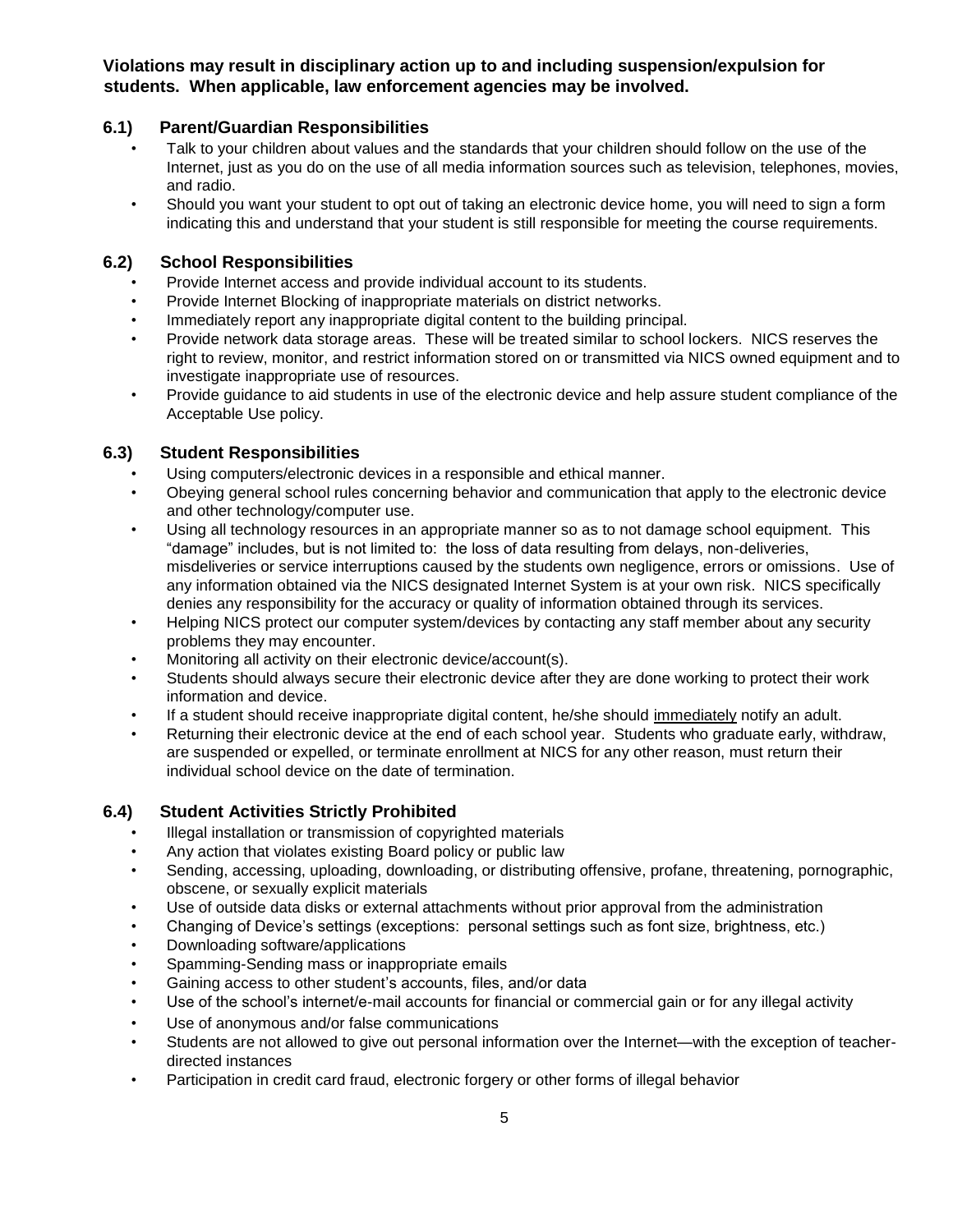**Violations may result in disciplinary action up to and including suspension/expulsion for students. When applicable, law enforcement agencies may be involved.**

### 6.1) Parent/Guardian Responsibilities

- Talk to your children about values and the standards that your children should follow on the use of the Internet, just as you do on the use of all media information sources such as television, telephones, movies, and radio.
- Should you want your student to opt out of taking an electronic device home, you will need to sign a form indicating this and understand that your student is still responsible for meeting the course requirements.

### 6.2) School Responsibilities

- Provide Internet access and provide individual account to its students.
- Provide Internet Blocking of inappropriate materials on district networks.
- Immediately report any inappropriate digital content to the building principal.
- Provide network data storage areas. These will be treated similar to school lockers. NICS reserves the right to review, monitor, and restrict information stored on or transmitted via NICS owned equipment and to investigate inappropriate use of resources.
- Provide guidance to aid students in use of the electronic device and help assure student compliance of the Acceptable Use policy.

### 6.3) Student Responsibilities

- Using computers/electronic devices in a responsible and ethical manner.
- Obeying general school rules concerning behavior and communication that apply to the electronic device and other technology/computer use.
- Using all technology resources in an appropriate manner so as to not damage school equipment. This "damage" includes, but is not limited to: the loss of data resulting from delays, non-deliveries, misdeliveries or service interruptions caused by the students own negligence, errors or omissions. Use of any information obtained via the NICS designated Internet System is at your own risk. NICS specifically denies any responsibility for the accuracy or quality of information obtained through its services.
- Helping NICS protect our computer system/devices by contacting any staff member about any security problems they may encounter.
- Monitoring all activity on their electronic device/account(s).
- Students should always secure their electronic device after they are done working to protect their work information and device.
- If a student should receive inappropriate digital content, he/she should <u>immediately</u> notify an adult.
- Returning their electronic device at the end of each school year. Students who graduate early, withdraw, are suspended or expelled, or terminate enrollment at NICS for any other reason, must return their individual school device on the date of termination.

### 6.4) Student Activities Strictly Prohibited

- Illegal installation or transmission of copyrighted materials
- Any action that violates existing Board policy or public law
- Sending, accessing, uploading, downloading, or distributing offensive, profane, threatening, pornographic, obscene, or sexually explicit materials
- Use of outside data disks or external attachments without prior approval from the administration
- Changing of Device's settings (exceptions: personal settings such as font size, brightness, etc.)
- Downloading software/applications
- Spamming-Sending mass or inappropriate emails
- Gaining access to other student's accounts, files, and/or data
- Use of the school's internet/e-mail accounts for financial or commercial gain or for any illegal activity
- Use of anonymous and/or false communications
- Students are not allowed to give out personal information over the Internet—with the exception of teacher-directed instances
- Participation in credit card fraud, electronic forgery or other forms of illegal behavior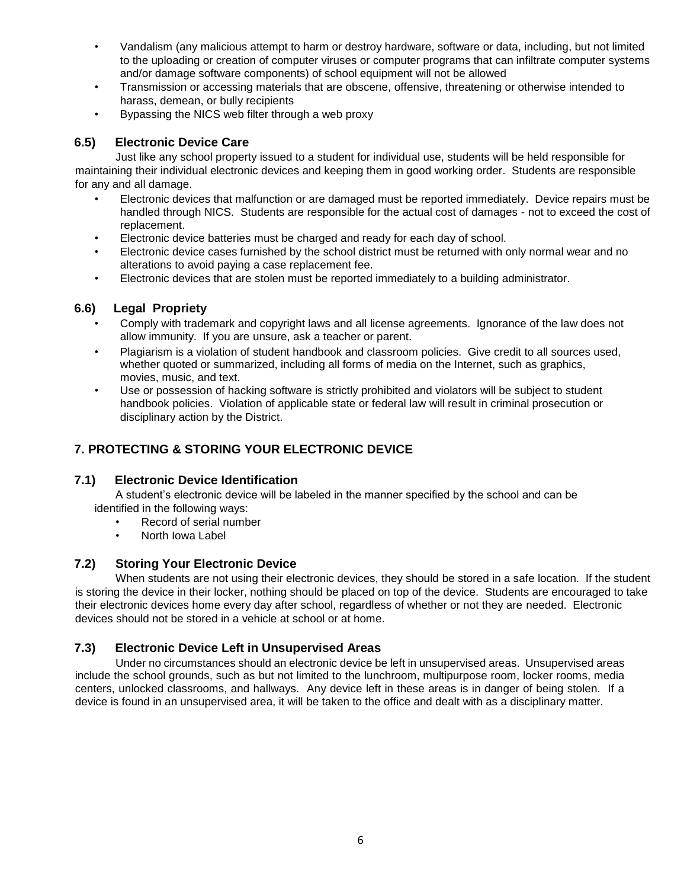- Vandalism (any malicious attempt to harm or destroy hardware, software or data, including, but not limited to the uploading or creation of computer viruses or computer programs that can infiltrate computer systems and/or damage software components) of school equipment will not be allowed
- Transmission or accessing materials that are obscene, offensive, threatening or otherwise intended to harass, demean, or bully recipients
- Bypassing the NICS web filter through a web proxy

### 6.5) Electronic Device Care

Just like any school property issued to a student for individual use, students will be held responsible for maintaining their individual electronic devices and keeping them in good working order. Students are responsible for any and all damage.

- Electronic devices that malfunction or are damaged must be reported immediately. Device repairs must be handled through NICS. Students are responsible for the actual cost of damages - not to exceed the cost of replacement.
- Electronic device batteries must be charged and ready for each day of school.
- Electronic device cases furnished by the school district must be returned with only normal wear and no alterations to avoid paying a case replacement fee.
- Electronic devices that are stolen must be reported immediately to a building administrator.

### 6.6) Legal Propriety

- Comply with trademark and copyright laws and all license agreements. Ignorance of the law does not allow immunity. If you are unsure, ask a teacher or parent.
- Plagiarism is a violation of student handbook and classroom policies. Give credit to all sources used, whether quoted or summarized, including all forms of media on the Internet, such as graphics, movies, music, and text.
- Use or possession of hacking software is strictly prohibited and violators will be subject to student handbook policies. Violation of applicable state or federal law will result in criminal prosecution or disciplinary action by the District.

## 7. PROTECTING & STORING YOUR ELECTRONIC DEVICE

### 7.1) Electronic Device Identification

A student's electronic device will be labeled in the manner specified by the school and can be identified in the following ways:

- Record of serial number
- North Iowa Label

### 7.2) Storing Your Electronic Device

When students are not using their electronic devices, they should be stored in a safe location. If the student is storing the device in their locker, nothing should be placed on top of the device. Students are encouraged to take their electronic devices home every day after school, regardless of whether or not they are needed. Electronic devices should not be stored in a vehicle at school or at home.

### 7.3) Electronic Device Left in Unsupervised Areas

Under no circumstances should an electronic device be left in unsupervised areas. Unsupervised areas include the school grounds, such as but not limited to the lunchroom, multipurpose room, locker rooms, media centers, unlocked classrooms, and hallways. Any device left in these areas is in danger of being stolen. If a device is found in an unsupervised area, it will be taken to the office and dealt with as a disciplinary matter.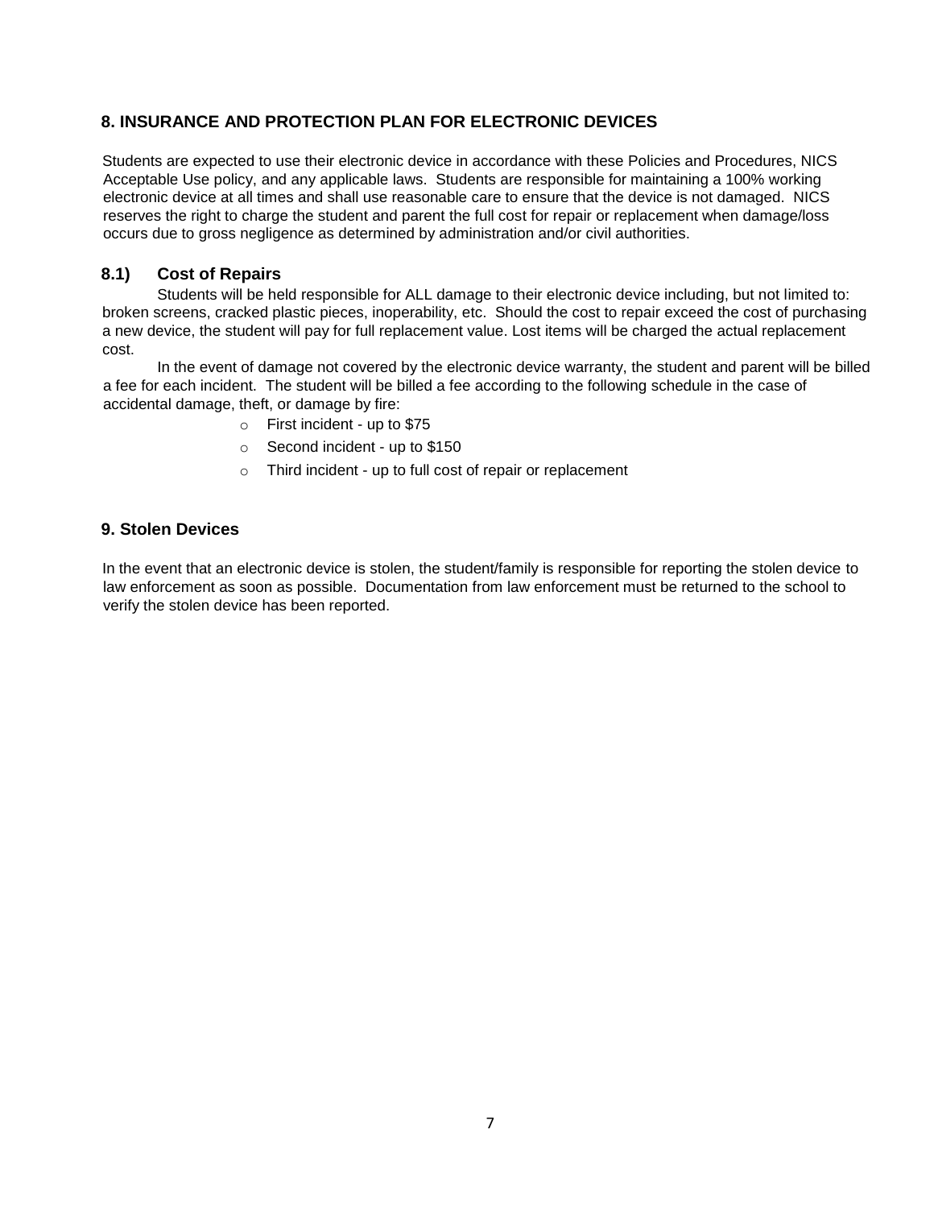## 8. INSURANCE AND PROTECTION PLAN FOR ELECTRONIC DEVICES

Students are expected to use their electronic device in accordance with these Policies and Procedures, NICS Acceptable Use policy, and any applicable laws. Students are responsible for maintaining a 100% working electronic device at all times and shall use reasonable care to ensure that the device is not damaged. NICS reserves the right to charge the student and parent the full cost for repair or replacement when damage/loss occurs due to gross negligence as determined by administration and/or civil authorities.

### 8.1) Cost of Repairs

Students will be held responsible for ALL damage to their electronic device including, but not limited to: broken screens, cracked plastic pieces, inoperability, etc. Should the cost to repair exceed the cost of purchasing a new device, the student will pay for full replacement value. Lost items will be charged the actual replacement cost.

In the event of damage not covered by the electronic device warranty, the student and parent will be billed a fee for each incident. The student will be billed a fee according to the following schedule in the case of accidental damage, theft, or damage by fire:

- First incident - up to $75
- Second incident - up to $150
- Third incident - up to full cost of repair or replacement

## 9. Stolen Devices

In the event that an electronic device is stolen, the student/family is responsible for reporting the stolen device to law enforcement as soon as possible. Documentation from law enforcement must be returned to the school to verify the stolen device has been reported.